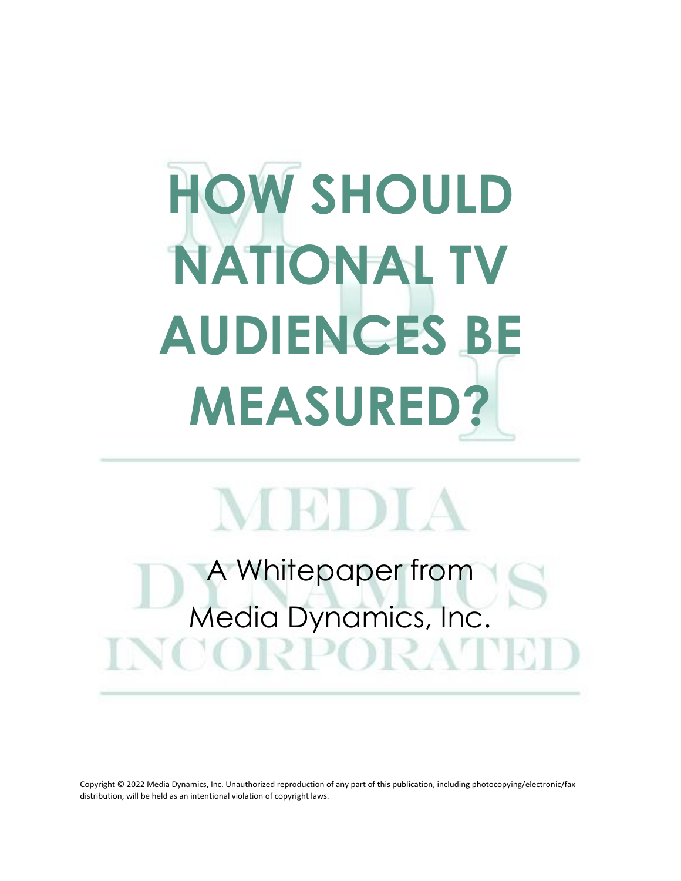# HOW SHOULD NATIONAL TV AUDIENCES BE MEASURED?

A Whitepaper from
Media Dynamics, Inc.

Copyright © 2022 Media Dynamics, Inc. Unauthorized reproduction of any part of this publication, including photocopying/electronic/fax distribution, will be held as an intentional violation of copyright laws.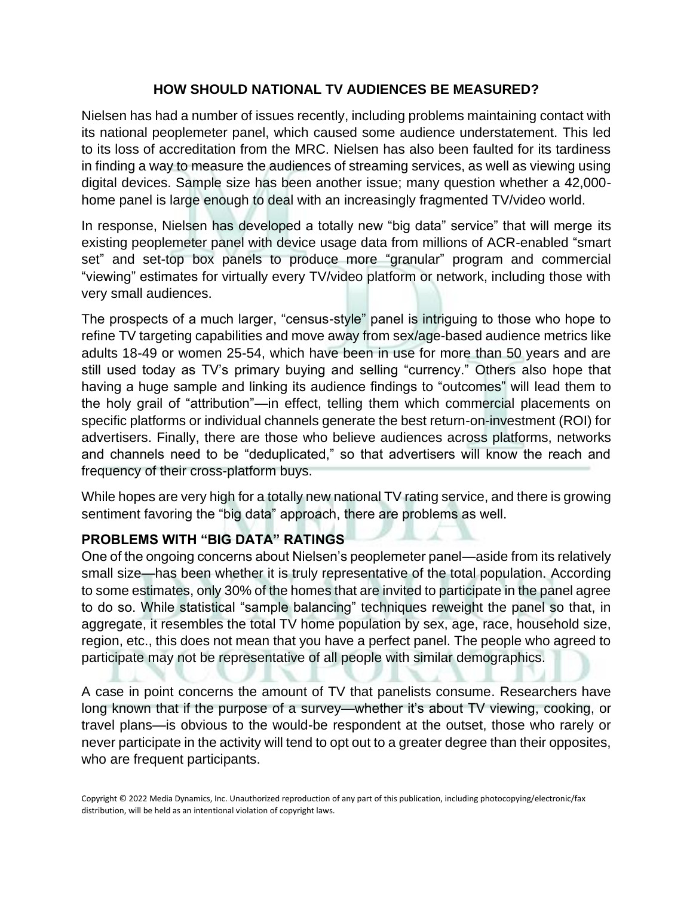# HOW SHOULD NATIONAL TV AUDIENCES BE MEASURED?

Nielsen has had a number of issues recently, including problems maintaining contact with its national peoplemeter panel, which caused some audience understatement. This led to its loss of accreditation from the MRC. Nielsen has also been faulted for its tardiness in finding a way to measure the audiences of streaming services, as well as viewing using digital devices. Sample size has been another issue; many question whether a 42,000-home panel is large enough to deal with an increasingly fragmented TV/video world.

In response, Nielsen has developed a totally new "big data" service" that will merge its existing peoplemeter panel with device usage data from millions of ACR-enabled "smart set" and set-top box panels to produce more "granular" program and commercial "viewing" estimates for virtually every TV/video platform or network, including those with very small audiences.

The prospects of a much larger, "census-style" panel is intriguing to those who hope to refine TV targeting capabilities and move away from sex/age-based audience metrics like adults 18-49 or women 25-54, which have been in use for more than 50 years and are still used today as TV's primary buying and selling "currency." Others also hope that having a huge sample and linking its audience findings to "outcomes" will lead them to the holy grail of "attribution"—in effect, telling them which commercial placements on specific platforms or individual channels generate the best return-on-investment (ROI) for advertisers. Finally, there are those who believe audiences across platforms, networks and channels need to be "deduplicated," so that advertisers will know the reach and frequency of their cross-platform buys.

While hopes are very high for a totally new national TV rating service, and there is growing sentiment favoring the "big data" approach, there are problems as well.

## PROBLEMS WITH "BIG DATA" RATINGS

One of the ongoing concerns about Nielsen's peoplemeter panel—aside from its relatively small size—has been whether it is truly representative of the total population. According to some estimates, only 30% of the homes that are invited to participate in the panel agree to do so. While statistical "sample balancing" techniques reweight the panel so that, in aggregate, it resembles the total TV home population by sex, age, race, household size, region, etc., this does not mean that you have a perfect panel. The people who agreed to participate may not be representative of all people with similar demographics.

A case in point concerns the amount of TV that panelists consume. Researchers have long known that if the purpose of a survey—whether it's about TV viewing, cooking, or travel plans—is obvious to the would-be respondent at the outset, those who rarely or never participate in the activity will tend to opt out to a greater degree than their opposites, who are frequent participants.

Copyright © 2022 Media Dynamics, Inc. Unauthorized reproduction of any part of this publication, including photocopying/electronic/fax distribution, will be held as an intentional violation of copyright laws.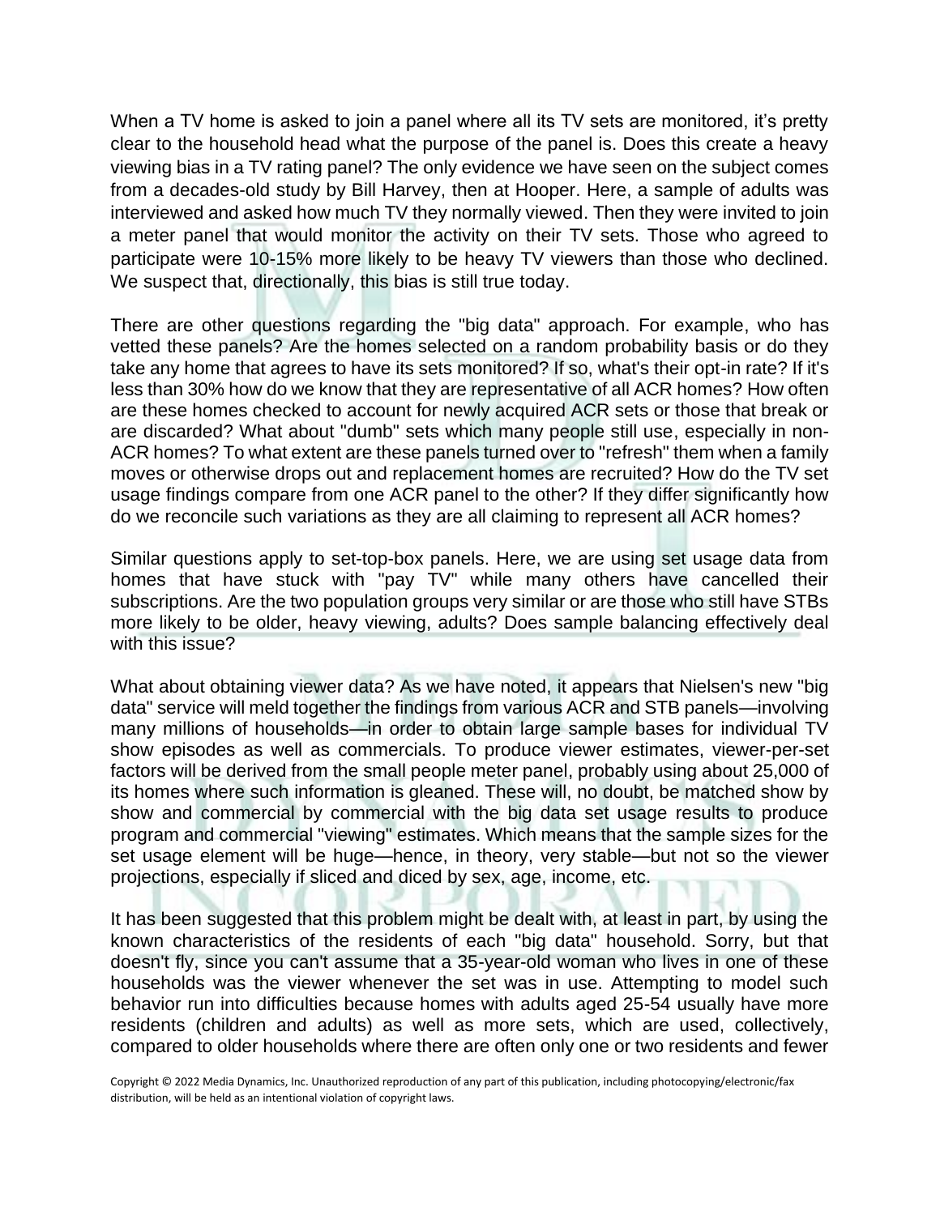When a TV home is asked to join a panel where all its TV sets are monitored, it's pretty clear to the household head what the purpose of the panel is. Does this create a heavy viewing bias in a TV rating panel? The only evidence we have seen on the subject comes from a decades-old study by Bill Harvey, then at Hooper. Here, a sample of adults was interviewed and asked how much TV they normally viewed. Then they were invited to join a meter panel that would monitor the activity on their TV sets. Those who agreed to participate were 10-15% more likely to be heavy TV viewers than those who declined. We suspect that, directionally, this bias is still true today.

There are other questions regarding the "big data" approach. For example, who has vetted these panels? Are the homes selected on a random probability basis or do they take any home that agrees to have its sets monitored? If so, what's their opt-in rate? If it's less than 30% how do we know that they are representative of all ACR homes? How often are these homes checked to account for newly acquired ACR sets or those that break or are discarded? What about "dumb" sets which many people still use, especially in non-ACR homes? To what extent are these panels turned over to "refresh" them when a family moves or otherwise drops out and replacement homes are recruited? How do the TV set usage findings compare from one ACR panel to the other? If they differ significantly how do we reconcile such variations as they are all claiming to represent all ACR homes?

Similar questions apply to set-top-box panels. Here, we are using set usage data from homes that have stuck with "pay TV" while many others have cancelled their subscriptions. Are the two population groups very similar or are those who still have STBs more likely to be older, heavy viewing, adults? Does sample balancing effectively deal with this issue?

What about obtaining viewer data? As we have noted, it appears that Nielsen's new "big data" service will meld together the findings from various ACR and STB panels—involving many millions of households—in order to obtain large sample bases for individual TV show episodes as well as commercials. To produce viewer estimates, viewer-per-set factors will be derived from the small people meter panel, probably using about 25,000 of its homes where such information is gleaned. These will, no doubt, be matched show by show and commercial by commercial with the big data set usage results to produce program and commercial "viewing" estimates. Which means that the sample sizes for the set usage element will be huge—hence, in theory, very stable—but not so the viewer projections, especially if sliced and diced by sex, age, income, etc.

It has been suggested that this problem might be dealt with, at least in part, by using the known characteristics of the residents of each "big data" household. Sorry, but that doesn't fly, since you can't assume that a 35-year-old woman who lives in one of these households was the viewer whenever the set was in use. Attempting to model such behavior run into difficulties because homes with adults aged 25-54 usually have more residents (children and adults) as well as more sets, which are used, collectively, compared to older households where there are often only one or two residents and fewer

Copyright © 2022 Media Dynamics, Inc. Unauthorized reproduction of any part of this publication, including photocopying/electronic/fax distribution, will be held as an intentional violation of copyright laws.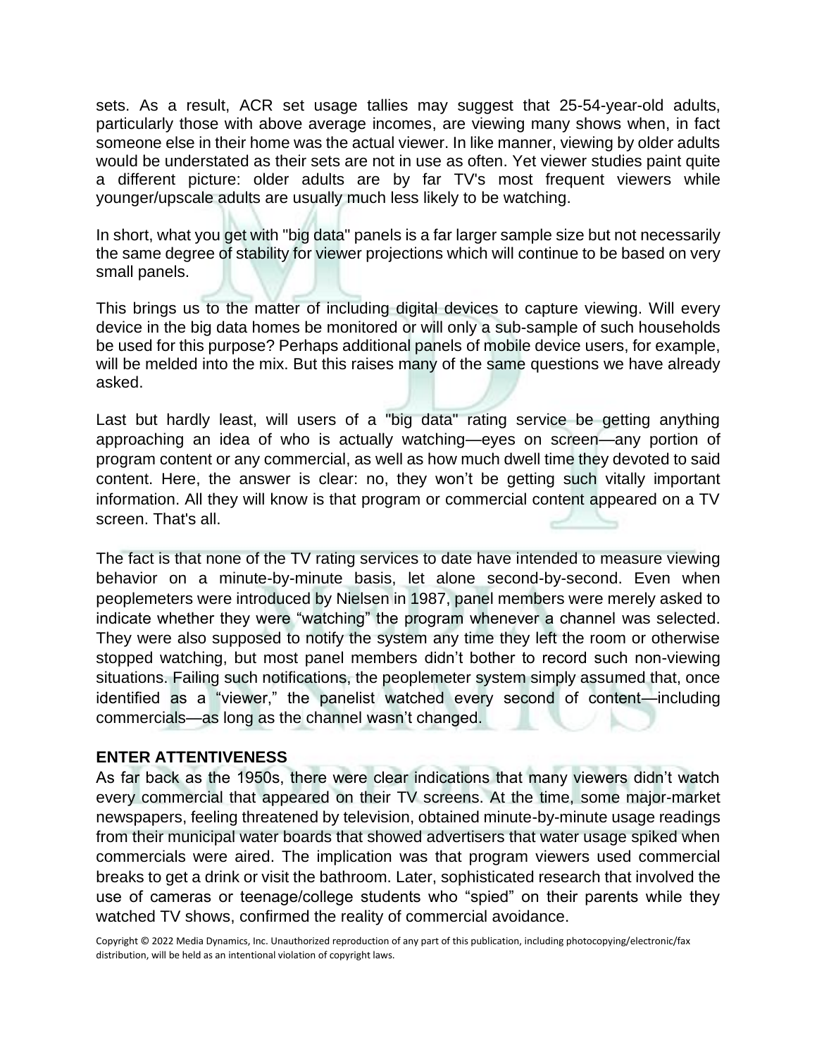sets. As a result, ACR set usage tallies may suggest that 25-54-year-old adults, particularly those with above average incomes, are viewing many shows when, in fact someone else in their home was the actual viewer. In like manner, viewing by older adults would be understated as their sets are not in use as often. Yet viewer studies paint quite a different picture: older adults are by far TV's most frequent viewers while younger/upscale adults are usually much less likely to be watching.

In short, what you get with "big data" panels is a far larger sample size but not necessarily the same degree of stability for viewer projections which will continue to be based on very small panels.

This brings us to the matter of including digital devices to capture viewing. Will every device in the big data homes be monitored or will only a sub-sample of such households be used for this purpose? Perhaps additional panels of mobile device users, for example, will be melded into the mix. But this raises many of the same questions we have already asked.

Last but hardly least, will users of a "big data" rating service be getting anything approaching an idea of who is actually watching—eyes on screen—any portion of program content or any commercial, as well as how much dwell time they devoted to said content. Here, the answer is clear: no, they won't be getting such vitally important information. All they will know is that program or commercial content appeared on a TV screen. That's all.

The fact is that none of the TV rating services to date have intended to measure viewing behavior on a minute-by-minute basis, let alone second-by-second. Even when peoplemeters were introduced by Nielsen in 1987, panel members were merely asked to indicate whether they were "watching" the program whenever a channel was selected. They were also supposed to notify the system any time they left the room or otherwise stopped watching, but most panel members didn't bother to record such non-viewing situations. Failing such notifications, the peoplemeter system simply assumed that, once identified as a "viewer," the panelist watched every second of content—including commercials—as long as the channel wasn't changed.

### ENTER ATTENTIVENESS

As far back as the 1950s, there were clear indications that many viewers didn't watch every commercial that appeared on their TV screens. At the time, some major-market newspapers, feeling threatened by television, obtained minute-by-minute usage readings from their municipal water boards that showed advertisers that water usage spiked when commercials were aired. The implication was that program viewers used commercial breaks to get a drink or visit the bathroom. Later, sophisticated research that involved the use of cameras or teenage/college students who "spied" on their parents while they watched TV shows, confirmed the reality of commercial avoidance.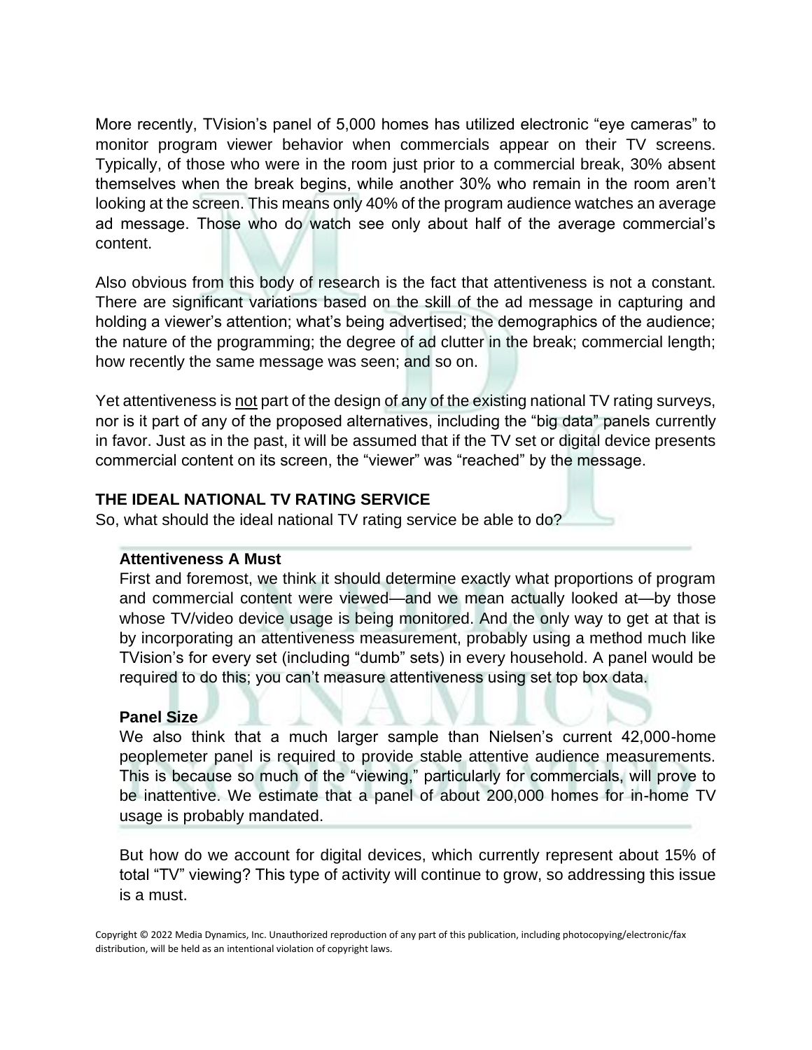More recently, TVision's panel of 5,000 homes has utilized electronic "eye cameras" to monitor program viewer behavior when commercials appear on their TV screens. Typically, of those who were in the room just prior to a commercial break, 30% absent themselves when the break begins, while another 30% who remain in the room aren't looking at the screen. This means only 40% of the program audience watches an average ad message. Those who do watch see only about half of the average commercial's content.

Also obvious from this body of research is the fact that attentiveness is not a constant. There are significant variations based on the skill of the ad message in capturing and holding a viewer's attention; what's being advertised; the demographics of the audience; the nature of the programming; the degree of ad clutter in the break; commercial length; how recently the same message was seen; and so on.

Yet attentiveness is <u>not</u> part of the design of any of the existing national TV rating surveys, nor is it part of any of the proposed alternatives, including the "big data" panels currently in favor. Just as in the past, it will be assumed that if the TV set or digital device presents commercial content on its screen, the "viewer" was "reached" by the message.

## THE IDEAL NATIONAL TV RATING SERVICE

So, what should the ideal national TV rating service be able to do?

### Attentiveness A Must

First and foremost, we think it should determine exactly what proportions of program and commercial content were viewed—and we mean actually looked at—by those whose TV/video device usage is being monitored. And the only way to get at that is by incorporating an attentiveness measurement, probably using a method much like TVision's for every set (including "dumb" sets) in every household. A panel would be required to do this; you can't measure attentiveness using set top box data.

### Panel Size

We also think that a much larger sample than Nielsen's current 42,000-home peoplemeter panel is required to provide stable attentive audience measurements. This is because so much of the "viewing," particularly for commercials, will prove to be inattentive. We estimate that a panel of about 200,000 homes for in-home TV usage is probably mandated.

But how do we account for digital devices, which currently represent about 15% of total "TV" viewing? This type of activity will continue to grow, so addressing this issue is a must.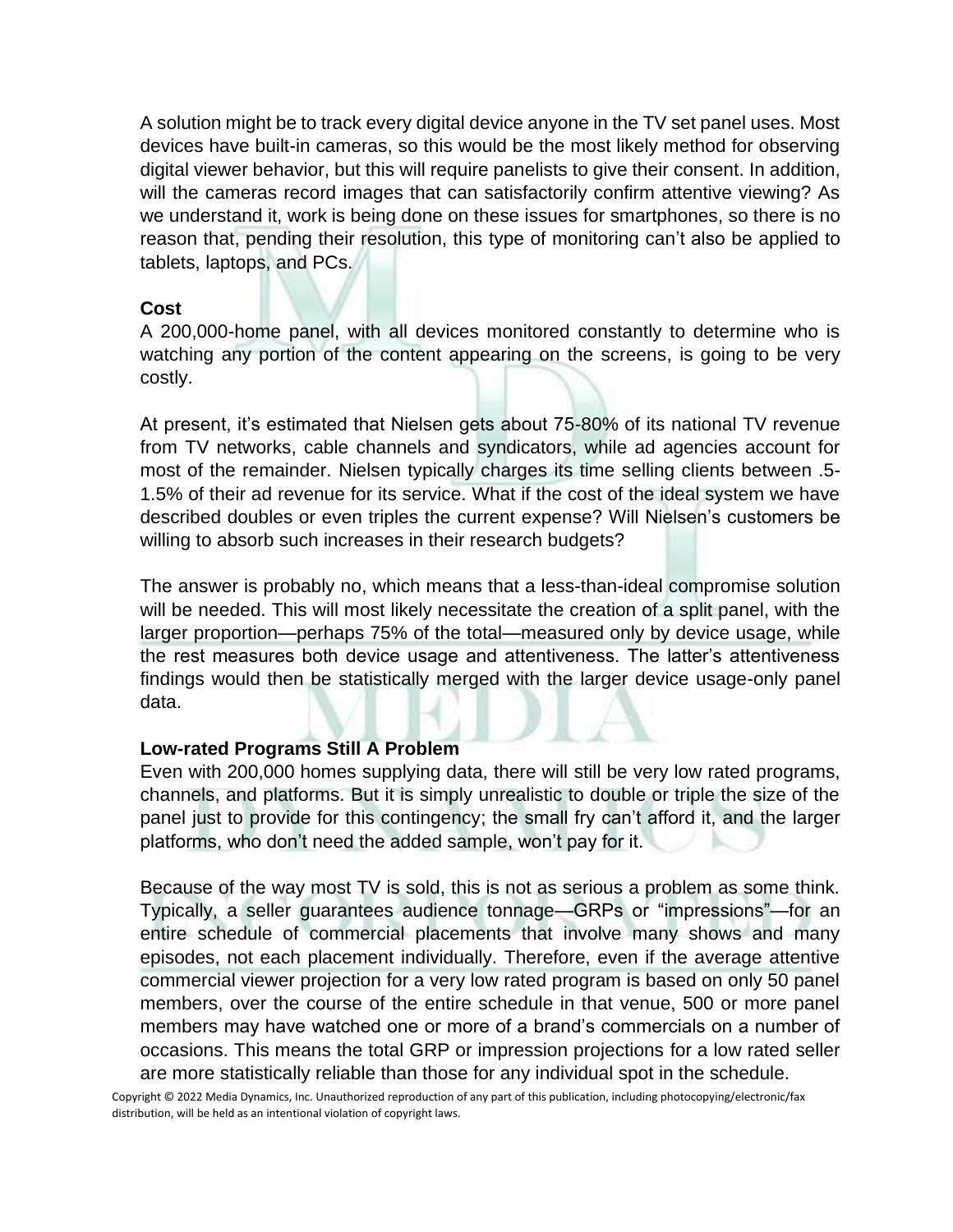A solution might be to track every digital device anyone in the TV set panel uses. Most devices have built-in cameras, so this would be the most likely method for observing digital viewer behavior, but this will require panelists to give their consent. In addition, will the cameras record images that can satisfactorily confirm attentive viewing? As we understand it, work is being done on these issues for smartphones, so there is no reason that, pending their resolution, this type of monitoring can't also be applied to tablets, laptops, and PCs.

**Cost**

A 200,000-home panel, with all devices monitored constantly to determine who is watching any portion of the content appearing on the screens, is going to be very costly.

At present, it's estimated that Nielsen gets about 75-80% of its national TV revenue from TV networks, cable channels and syndicators, while ad agencies account for most of the remainder. Nielsen typically charges its time selling clients between .5-1.5% of their ad revenue for its service. What if the cost of the ideal system we have described doubles or even triples the current expense? Will Nielsen's customers be willing to absorb such increases in their research budgets?

The answer is probably no, which means that a less-than-ideal compromise solution will be needed. This will most likely necessitate the creation of a split panel, with the larger proportion—perhaps 75% of the total—measured only by device usage, while the rest measures both device usage and attentiveness. The latter's attentiveness findings would then be statistically merged with the larger device usage-only panel data.

**Low-rated Programs Still A Problem**

Even with 200,000 homes supplying data, there will still be very low rated programs, channels, and platforms. But it is simply unrealistic to double or triple the size of the panel just to provide for this contingency; the small fry can't afford it, and the larger platforms, who don't need the added sample, won't pay for it.

Because of the way most TV is sold, this is not as serious a problem as some think. Typically, a seller guarantees audience tonnage—GRPs or "impressions"—for an entire schedule of commercial placements that involve many shows and many episodes, not each placement individually. Therefore, even if the average attentive commercial viewer projection for a very low rated program is based on only 50 panel members, over the course of the entire schedule in that venue, 500 or more panel members may have watched one or more of a brand's commercials on a number of occasions. This means the total GRP or impression projections for a low rated seller are more statistically reliable than those for any individual spot in the schedule.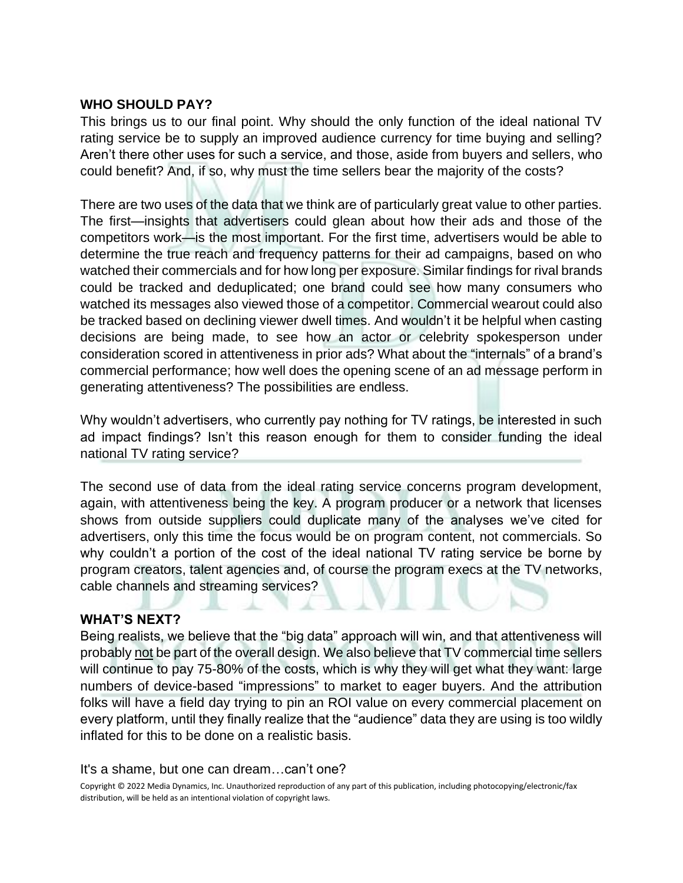## WHO SHOULD PAY?

This brings us to our final point. Why should the only function of the ideal national TV rating service be to supply an improved audience currency for time buying and selling? Aren't there other uses for such a service, and those, aside from buyers and sellers, who could benefit? And, if so, why must the time sellers bear the majority of the costs?

There are two uses of the data that we think are of particularly great value to other parties. The first—insights that advertisers could glean about how their ads and those of the competitors work—is the most important. For the first time, advertisers would be able to determine the true reach and frequency patterns for their ad campaigns, based on who watched their commercials and for how long per exposure. Similar findings for rival brands could be tracked and deduplicated; one brand could see how many consumers who watched its messages also viewed those of a competitor. Commercial wearout could also be tracked based on declining viewer dwell times. And wouldn't it be helpful when casting decisions are being made, to see how an actor or celebrity spokesperson under consideration scored in attentiveness in prior ads? What about the "internals" of a brand's commercial performance; how well does the opening scene of an ad message perform in generating attentiveness? The possibilities are endless.

Why wouldn't advertisers, who currently pay nothing for TV ratings, be interested in such ad impact findings? Isn't this reason enough for them to consider funding the ideal national TV rating service?

The second use of data from the ideal rating service concerns program development, again, with attentiveness being the key. A program producer or a network that licenses shows from outside suppliers could duplicate many of the analyses we've cited for advertisers, only this time the focus would be on program content, not commercials. So why couldn't a portion of the cost of the ideal national TV rating service be borne by program creators, talent agencies and, of course the program execs at the TV networks, cable channels and streaming services?

## WHAT'S NEXT?

Being realists, we believe that the "big data" approach will win, and that attentiveness will probably not be part of the overall design. We also believe that TV commercial time sellers will continue to pay 75-80% of the costs, which is why they will get what they want: large numbers of device-based "impressions" to market to eager buyers. And the attribution folks will have a field day trying to pin an ROI value on every commercial placement on every platform, until they finally realize that the "audience" data they are using is too wildly inflated for this to be done on a realistic basis.

It's a shame, but one can dream…can't one?

Copyright © 2022 Media Dynamics, Inc. Unauthorized reproduction of any part of this publication, including photocopying/electronic/fax distribution, will be held as an intentional violation of copyright laws.